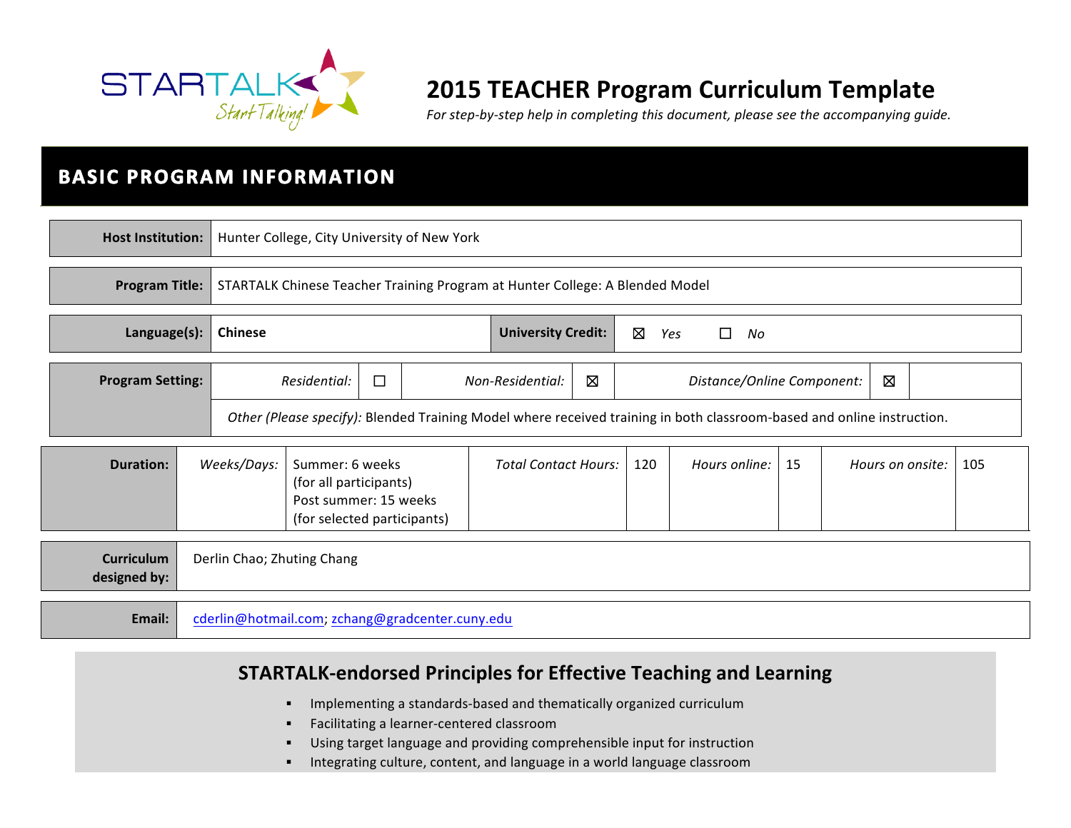# 2015 TEACHER Program Curriculum Template

*For step-by-step help in completing this document, please see the accompanying guide.*

## BASIC PROGRAM INFORMATION

| | |
|---|---|
| **Host Institution:** | Hunter College, City University of New York |
| **Program Title:** | STARTALK Chinese Teacher Training Program at Hunter College: A Blended Model |

| | | | |
|---|---|---|---|
| **Language(s):** | **Chinese** | **University Credit:** | ☒ *Yes* ☐ *No* |

| | | | | | | |
|---|---|---|---|---|---|---|
| **Program Setting:** | *Residential:* | ☐ | *Non-Residential:* | ☒ | *Distance/Online Component:* | ☒ |
| | *Other (Please specify):* Blended Training Model where received training in both classroom-based and online instruction. | | | | | |

| | | | | | | | | |
|---|---|---|---|---|---|---|---|---|
| **Duration:** | *Weeks/Days:* | Summer: 6 weeks (for all participants) Post summer: 15 weeks (for selected participants) | *Total Contact Hours:* | 120 | *Hours online:* | 15 | *Hours on onsite:* | 105 |

| | |
|---|---|
| **Curriculum designed by:** | Derlin Chao; Zhuting Chang |
| **Email:** | cderlin@hotmail.com; zchang@gradcenter.cuny.edu |

## STARTALK-endorsed Principles for Effective Teaching and Learning

- Implementing a standards-based and thematically organized curriculum
- Facilitating a learner-centered classroom
- Using target language and providing comprehensible input for instruction
- Integrating culture, content, and language in a world language classroom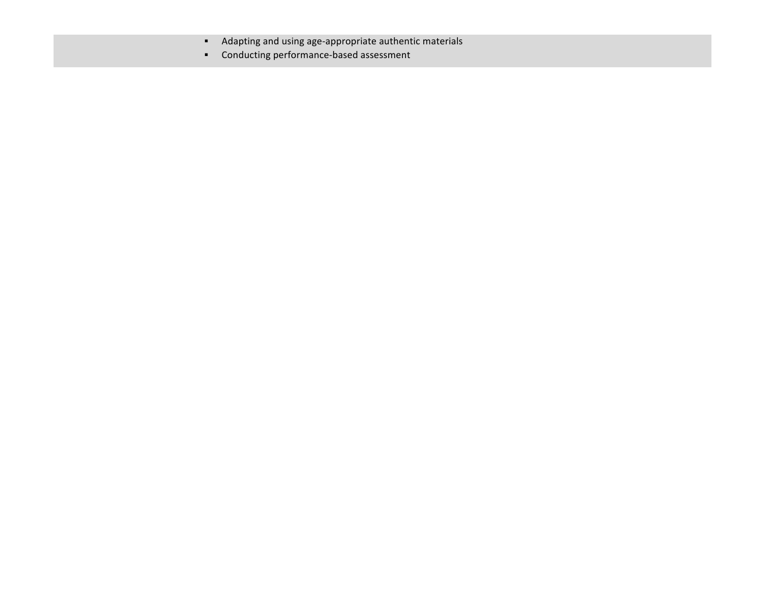- Adapting and using age-appropriate authentic materials
- Conducting performance-based assessment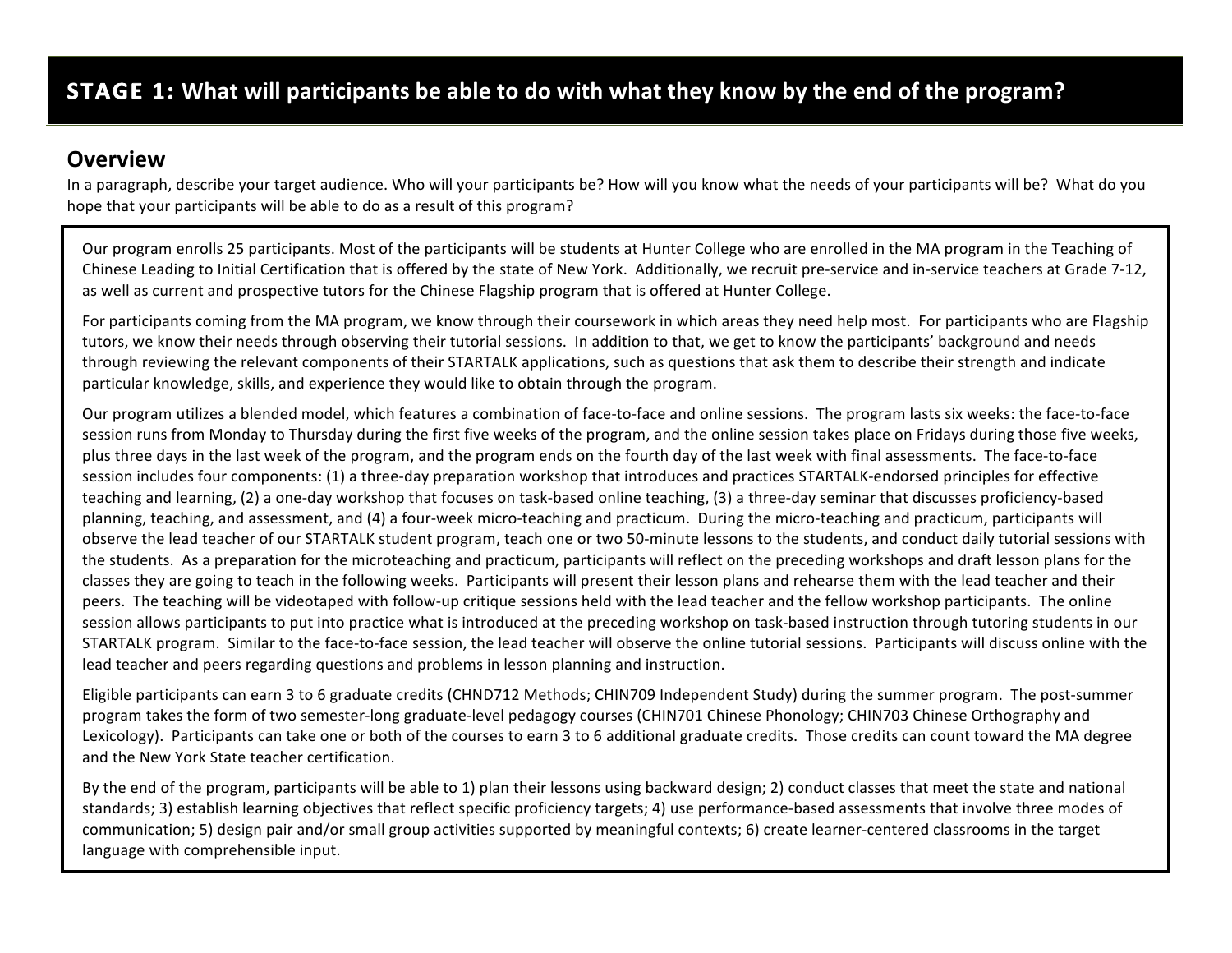## **STAGE 1:** What will participants be able to do with what they know by the end of the program?

### Overview

In a paragraph, describe your target audience. Who will your participants be? How will you know what the needs of your participants will be? What do you hope that your participants will be able to do as a result of this program?

Our program enrolls 25 participants. Most of the participants will be students at Hunter College who are enrolled in the MA program in the Teaching of Chinese Leading to Initial Certification that is offered by the state of New York. Additionally, we recruit pre-service and in-service teachers at Grade 7-12, as well as current and prospective tutors for the Chinese Flagship program that is offered at Hunter College.

For participants coming from the MA program, we know through their coursework in which areas they need help most. For participants who are Flagship tutors, we know their needs through observing their tutorial sessions. In addition to that, we get to know the participants' background and needs through reviewing the relevant components of their STARTALK applications, such as questions that ask them to describe their strength and indicate particular knowledge, skills, and experience they would like to obtain through the program.

Our program utilizes a blended model, which features a combination of face-to-face and online sessions. The program lasts six weeks: the face-to-face session runs from Monday to Thursday during the first five weeks of the program, and the online session takes place on Fridays during those five weeks, plus three days in the last week of the program, and the program ends on the fourth day of the last week with final assessments. The face-to-face session includes four components: (1) a three-day preparation workshop that introduces and practices STARTALK-endorsed principles for effective teaching and learning, (2) a one-day workshop that focuses on task-based online teaching, (3) a three-day seminar that discusses proficiency-based planning, teaching, and assessment, and (4) a four-week micro-teaching and practicum. During the micro-teaching and practicum, participants will observe the lead teacher of our STARTALK student program, teach one or two 50-minute lessons to the students, and conduct daily tutorial sessions with the students. As a preparation for the microteaching and practicum, participants will reflect on the preceding workshops and draft lesson plans for the classes they are going to teach in the following weeks. Participants will present their lesson plans and rehearse them with the lead teacher and their peers. The teaching will be videotaped with follow-up critique sessions held with the lead teacher and the fellow workshop participants. The online session allows participants to put into practice what is introduced at the preceding workshop on task-based instruction through tutoring students in our STARTALK program. Similar to the face-to-face session, the lead teacher will observe the online tutorial sessions. Participants will discuss online with the lead teacher and peers regarding questions and problems in lesson planning and instruction.

Eligible participants can earn 3 to 6 graduate credits (CHND712 Methods; CHIN709 Independent Study) during the summer program. The post-summer program takes the form of two semester-long graduate-level pedagogy courses (CHIN701 Chinese Phonology; CHIN703 Chinese Orthography and Lexicology). Participants can take one or both of the courses to earn 3 to 6 additional graduate credits. Those credits can count toward the MA degree and the New York State teacher certification.

By the end of the program, participants will be able to 1) plan their lessons using backward design; 2) conduct classes that meet the state and national standards; 3) establish learning objectives that reflect specific proficiency targets; 4) use performance-based assessments that involve three modes of communication; 5) design pair and/or small group activities supported by meaningful contexts; 6) create learner-centered classrooms in the target language with comprehensible input.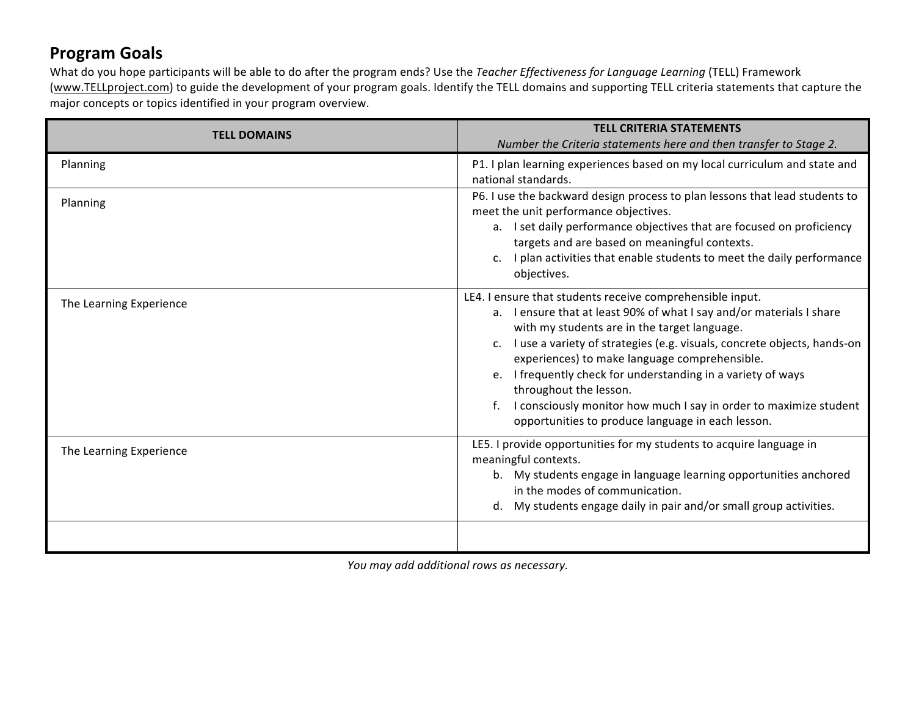## Program Goals

What do you hope participants will be able to do after the program ends? Use the *Teacher Effectiveness for Language Learning* (TELL) Framework (www.TELLproject.com) to guide the development of your program goals. Identify the TELL domains and supporting TELL criteria statements that capture the major concepts or topics identified in your program overview.

| TELL DOMAINS | TELL CRITERIA STATEMENTS<br>*Number the Criteria statements here and then transfer to Stage 2.* |
|---|---|
| Planning | P1. I plan learning experiences based on my local curriculum and state and national standards. |
| Planning | P6. I use the backward design process to plan lessons that lead students to meet the unit performance objectives.<br>a. I set daily performance objectives that are focused on proficiency targets and are based on meaningful contexts.<br>c. I plan activities that enable students to meet the daily performance objectives. |
| The Learning Experience | LE4. I ensure that students receive comprehensible input.<br>a. I ensure that at least 90% of what I say and/or materials I share with my students are in the target language.<br>c. I use a variety of strategies (e.g. visuals, concrete objects, hands-on experiences) to make language comprehensible.<br>e. I frequently check for understanding in a variety of ways throughout the lesson.<br>f. I consciously monitor how much I say in order to maximize student opportunities to produce language in each lesson. |
| The Learning Experience | LE5. I provide opportunities for my students to acquire language in meaningful contexts.<br>b. My students engage in language learning opportunities anchored in the modes of communication.<br>d. My students engage daily in pair and/or small group activities. |
| | |

*You may add additional rows as necessary.*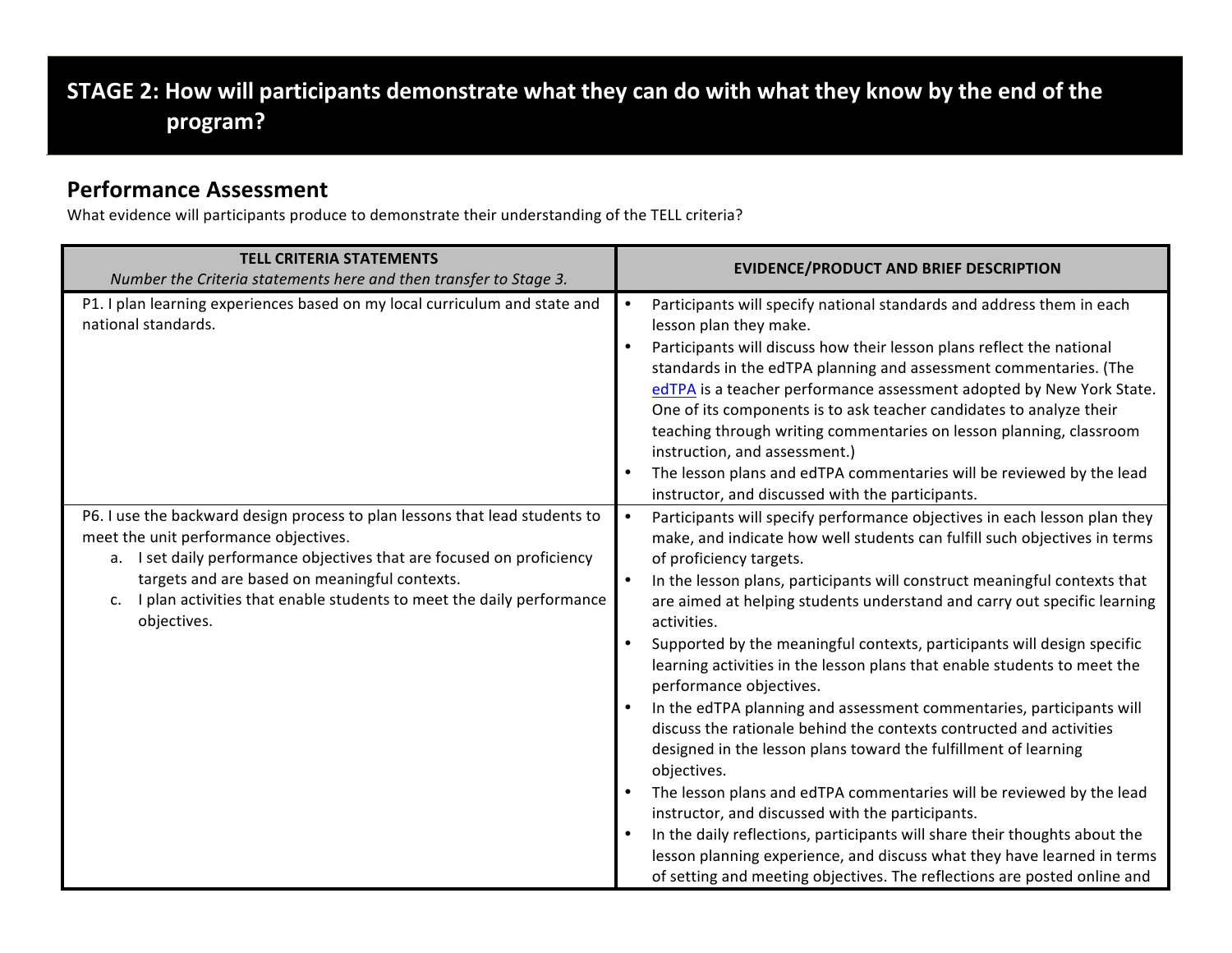# STAGE 2: How will participants demonstrate what they can do with what they know by the end of the program?

## Performance Assessment

What evidence will participants produce to demonstrate their understanding of the TELL criteria?

| **TELL CRITERIA STATEMENTS**<br>*Number the Criteria statements here and then transfer to Stage 3.* | **EVIDENCE/PRODUCT AND BRIEF DESCRIPTION** |
|---|---|
| P1. I plan learning experiences based on my local curriculum and state and national standards. | • Participants will specify national standards and address them in each lesson plan they make.<br>• Participants will discuss how their lesson plans reflect the national standards in the edTPA planning and assessment commentaries. (The edTPA is a teacher performance assessment adopted by New York State. One of its components is to ask teacher candidates to analyze their teaching through writing commentaries on lesson planning, classroom instruction, and assessment.)<br>• The lesson plans and edTPA commentaries will be reviewed by the lead instructor, and discussed with the participants. |
| P6. I use the backward design process to plan lessons that lead students to meet the unit performance objectives.<br>a. I set daily performance objectives that are focused on proficiency targets and are based on meaningful contexts.<br>c. I plan activities that enable students to meet the daily performance objectives. | • Participants will specify performance objectives in each lesson plan they make, and indicate how well students can fulfill such objectives in terms of proficiency targets.<br>• In the lesson plans, participants will construct meaningful contexts that are aimed at helping students understand and carry out specific learning activities.<br>• Supported by the meaningful contexts, participants will design specific learning activities in the lesson plans that enable students to meet the performance objectives.<br>• In the edTPA planning and assessment commentaries, participants will discuss the rationale behind the contexts contructed and activities designed in the lesson plans toward the fulfillment of learning objectives.<br>• The lesson plans and edTPA commentaries will be reviewed by the lead instructor, and discussed with the participants.<br>• In the daily reflections, participants will share their thoughts about the lesson planning experience, and discuss what they have learned in terms of setting and meeting objectives. The reflections are posted online and |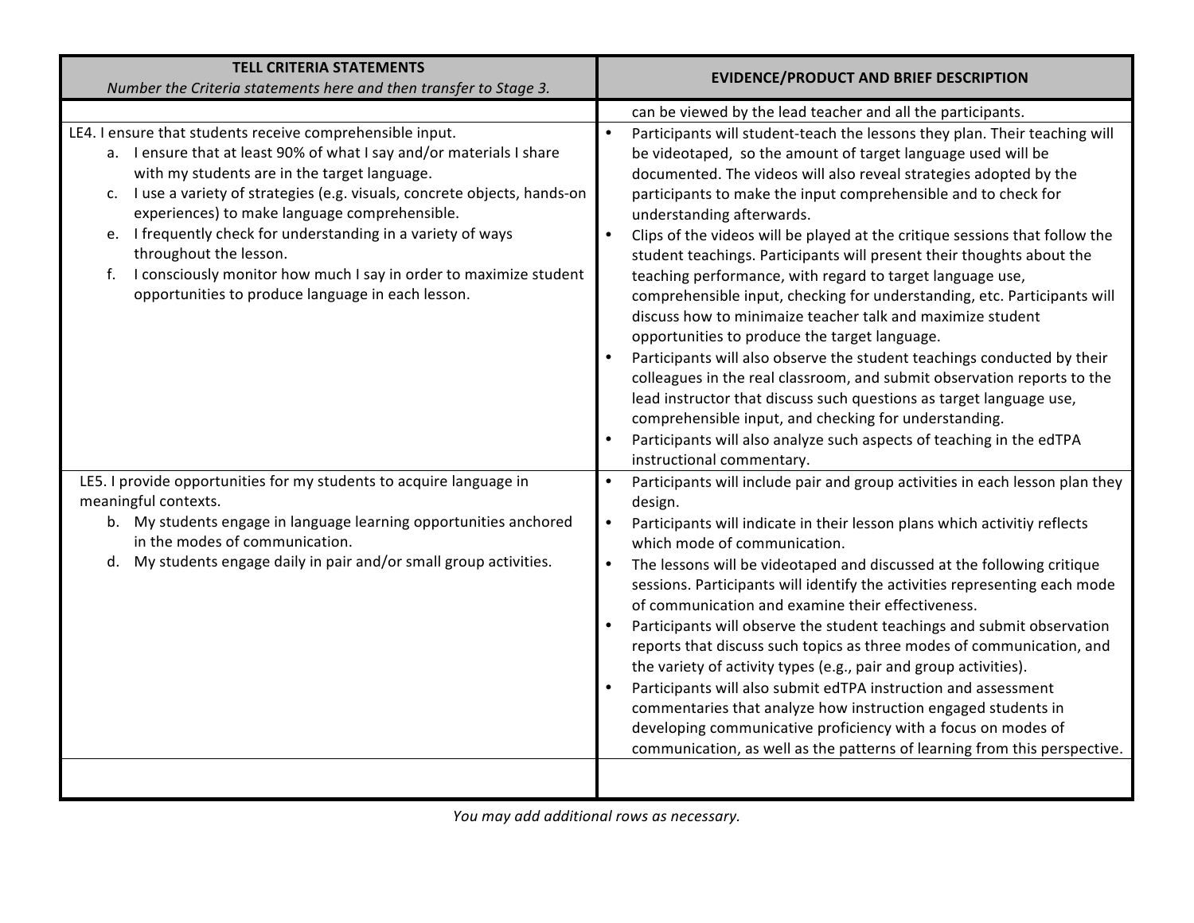| TELL CRITERIA STATEMENTS<br>*Number the Criteria statements here and then transfer to Stage 3.* | EVIDENCE/PRODUCT AND BRIEF DESCRIPTION |
|---|---|
| | can be viewed by the lead teacher and all the participants. |
| LE4. I ensure that students receive comprehensible input.<br>a. I ensure that at least 90% of what I say and/or materials I share with my students are in the target language.<br>c. I use a variety of strategies (e.g. visuals, concrete objects, hands-on experiences) to make language comprehensible.<br>e. I frequently check for understanding in a variety of ways throughout the lesson.<br>f. I consciously monitor how much I say in order to maximize student opportunities to produce language in each lesson. | • Participants will student-teach the lessons they plan. Their teaching will be videotaped, so the amount of target language used will be documented. The videos will also reveal strategies adopted by the participants to make the input comprehensible and to check for understanding afterwards.<br>• Clips of the videos will be played at the critique sessions that follow the student teachings. Participants will present their thoughts about the teaching performance, with regard to target language use, comprehensible input, checking for understanding, etc. Participants will discuss how to minimaize teacher talk and maximize student opportunities to produce the target language.<br>• Participants will also observe the student teachings conducted by their colleagues in the real classroom, and submit observation reports to the lead instructor that discuss such questions as target language use, comprehensible input, and checking for understanding.<br>• Participants will also analyze such aspects of teaching in the edTPA instructional commentary. |
| LE5. I provide opportunities for my students to acquire language in meaningful contexts.<br>b. My students engage in language learning opportunities anchored in the modes of communication.<br>d. My students engage daily in pair and/or small group activities. | • Participants will include pair and group activities in each lesson plan they design.<br>• Participants will indicate in their lesson plans which activitiy reflects which mode of communication.<br>• The lessons will be videotaped and discussed at the following critique sessions. Participants will identify the activities representing each mode of communication and examine their effectiveness.<br>• Participants will observe the student teachings and submit observation reports that discuss such topics as three modes of communication, and the variety of activity types (e.g., pair and group activities).<br>• Participants will also submit edTPA instruction and assessment commentaries that analyze how instruction engaged students in developing communicative proficiency with a focus on modes of communication, as well as the patterns of learning from this perspective. |
| | |

*You may add additional rows as necessary.*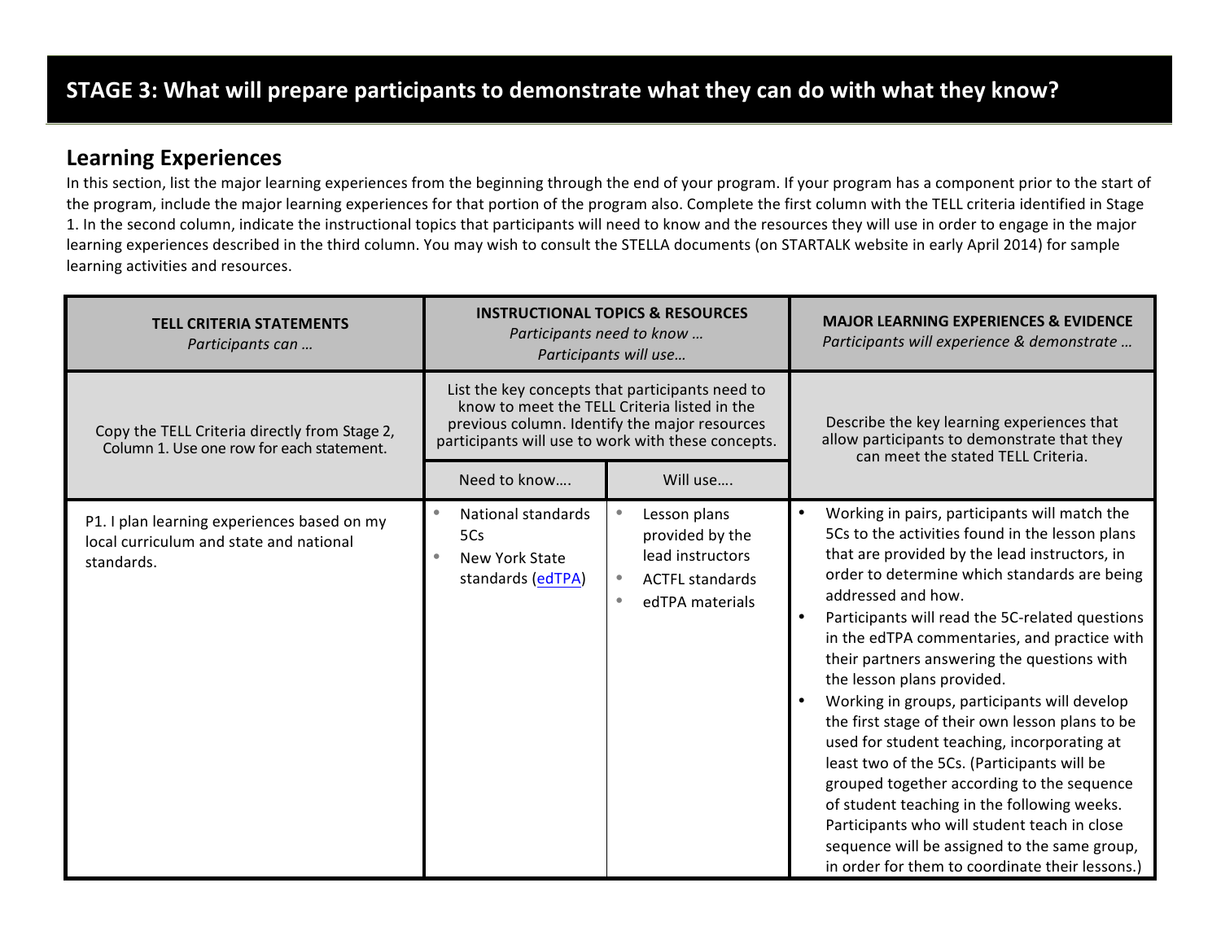# STAGE 3: What will prepare participants to demonstrate what they can do with what they know?

## Learning Experiences

In this section, list the major learning experiences from the beginning through the end of your program. If your program has a component prior to the start of the program, include the major learning experiences for that portion of the program also. Complete the first column with the TELL criteria identified in Stage 1. In the second column, indicate the instructional topics that participants will need to know and the resources they will use in order to engage in the major learning experiences described in the third column. You may wish to consult the STELLA documents (on STARTALK website in early April 2014) for sample learning activities and resources.

| **TELL CRITERIA STATEMENTS** *Participants can …* | **INSTRUCTIONAL TOPICS & RESOURCES** *Participants need to know … Participants will use…* | | **MAJOR LEARNING EXPERIENCES & EVIDENCE** *Participants will experience & demonstrate …* |
|---|---|---|---|
| Copy the TELL Criteria directly from Stage 2, Column 1. Use one row for each statement. | List the key concepts that participants need to know to meet the TELL Criteria listed in the previous column. Identify the major resources participants will use to work with these concepts. | | Describe the key learning experiences that allow participants to demonstrate that they can meet the stated TELL Criteria. |
| | Need to know…. | Will use…. | |
| P1. I plan learning experiences based on my local curriculum and state and national standards. | • National standards 5Cs<br>• New York State standards (edTPA) | • Lesson plans provided by the lead instructors<br>• ACTFL standards<br>• edTPA materials | • Working in pairs, participants will match the 5Cs to the activities found in the lesson plans that are provided by the lead instructors, in order to determine which standards are being addressed and how.<br>• Participants will read the 5C-related questions in the edTPA commentaries, and practice with their partners answering the questions with the lesson plans provided.<br>• Working in groups, participants will develop the first stage of their own lesson plans to be used for student teaching, incorporating at least two of the 5Cs. (Participants will be grouped together according to the sequence of student teaching in the following weeks. Participants who will student teach in close sequence will be assigned to the same group, in order for them to coordinate their lessons.) |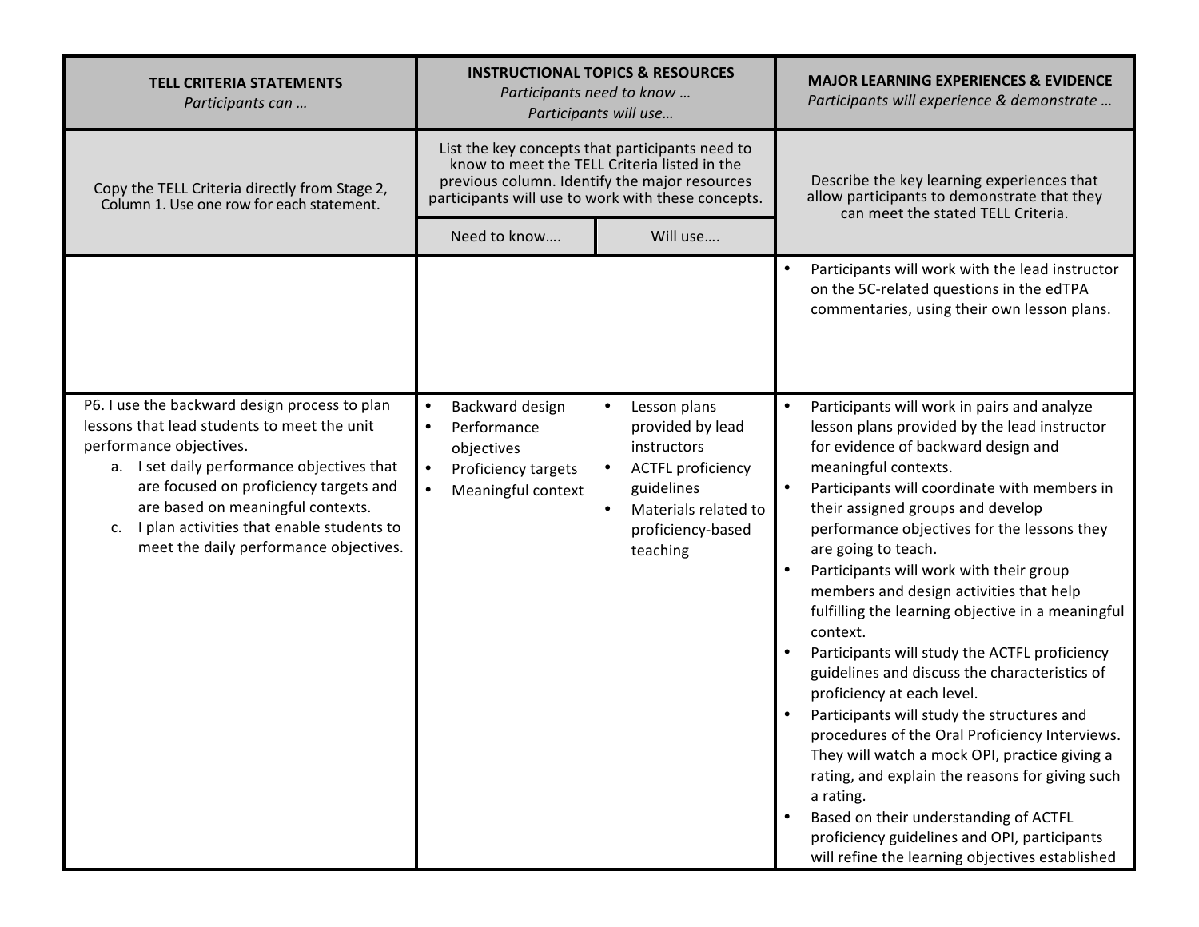| TELL CRITERIA STATEMENTS<br>*Participants can …* | INSTRUCTIONAL TOPICS & RESOURCES<br>*Participants need to know …*<br>*Participants will use…* | | MAJOR LEARNING EXPERIENCES & EVIDENCE<br>*Participants will experience & demonstrate …* |
|---|---|---|---|
| Copy the TELL Criteria directly from Stage 2, Column 1. Use one row for each statement. | List the key concepts that participants need to know to meet the TELL Criteria listed in the previous column. Identify the major resources participants will use to work with these concepts. | | Describe the key learning experiences that allow participants to demonstrate that they can meet the stated TELL Criteria. |
| | Need to know…. | Will use…. | |
| | | | • Participants will work with the lead instructor on the 5C-related questions in the edTPA commentaries, using their own lesson plans. |
| P6. I use the backward design process to plan lessons that lead students to meet the unit performance objectives.<br>a. I set daily performance objectives that are focused on proficiency targets and are based on meaningful contexts.<br>c. I plan activities that enable students to meet the daily performance objectives. | • Backward design<br>• Performance objectives<br>• Proficiency targets<br>• Meaningful context | • Lesson plans provided by lead instructors<br>• ACTFL proficiency guidelines<br>• Materials related to proficiency-based teaching | • Participants will work in pairs and analyze lesson plans provided by the lead instructor for evidence of backward design and meaningful contexts.<br>• Participants will coordinate with members in their assigned groups and develop performance objectives for the lessons they are going to teach.<br>• Participants will work with their group members and design activities that help fulfilling the learning objective in a meaningful context.<br>• Participants will study the ACTFL proficiency guidelines and discuss the characteristics of proficiency at each level.<br>• Participants will study the structures and procedures of the Oral Proficiency Interviews. They will watch a mock OPI, practice giving a rating, and explain the reasons for giving such a rating.<br>• Based on their understanding of ACTFL proficiency guidelines and OPI, participants will refine the learning objectives established |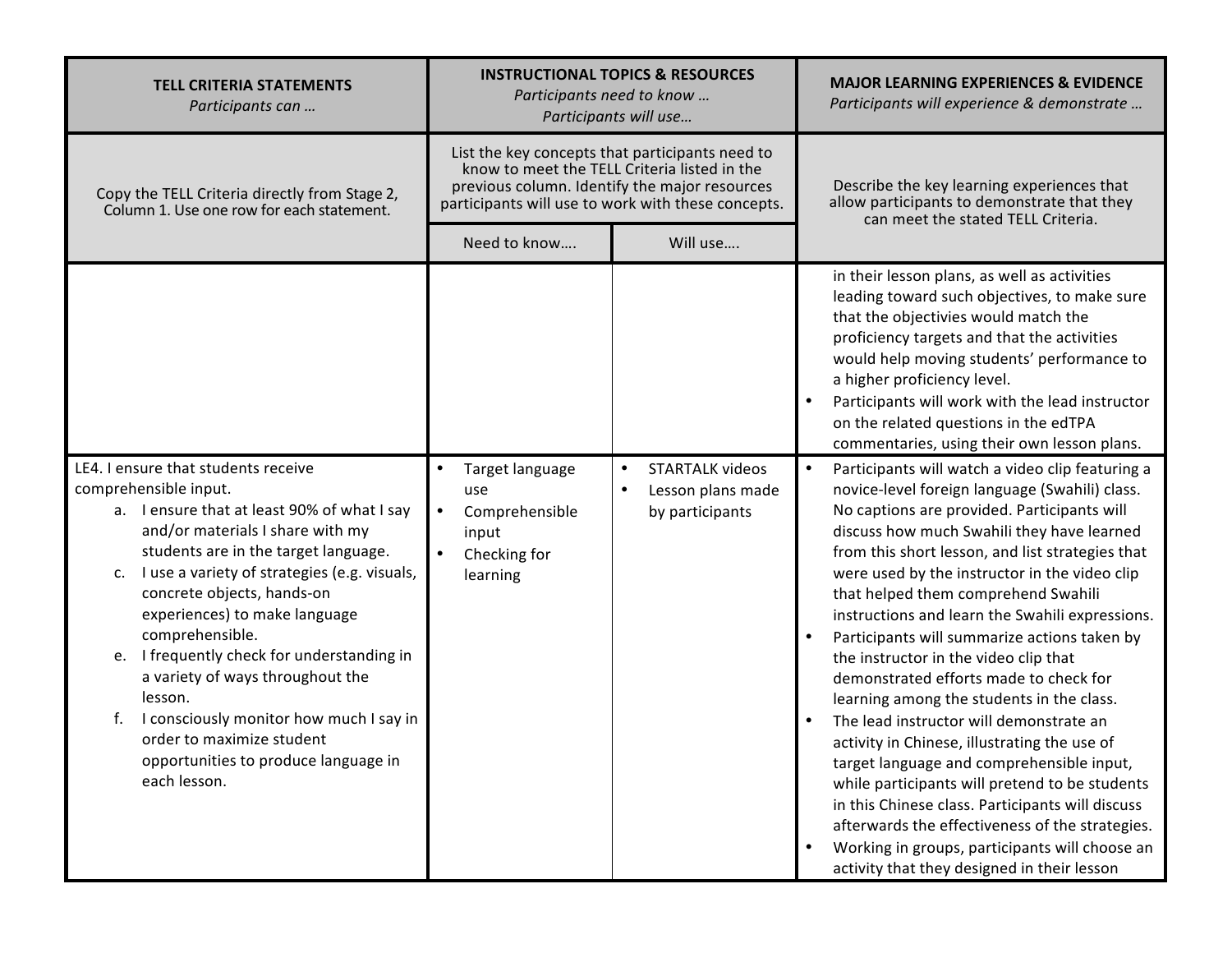| TELL CRITERIA STATEMENTS<br>*Participants can …* | INSTRUCTIONAL TOPICS & RESOURCES<br>*Participants need to know …*<br>*Participants will use…* | | MAJOR LEARNING EXPERIENCES & EVIDENCE<br>*Participants will experience & demonstrate …* |
|---|---|---|---|
| Copy the TELL Criteria directly from Stage 2, Column 1. Use one row for each statement. | List the key concepts that participants need to know to meet the TELL Criteria listed in the previous column. Identify the major resources participants will use to work with these concepts. | | Describe the key learning experiences that allow participants to demonstrate that they can meet the stated TELL Criteria. |
| | Need to know…. | Will use…. | |
| | | | in their lesson plans, as well as activities leading toward such objectives, to make sure that the objectivies would match the proficiency targets and that the activities would help moving students' performance to a higher proficiency level.<br>• Participants will work with the lead instructor on the related questions in the edTPA commentaries, using their own lesson plans. |
| LE4. I ensure that students receive comprehensible input.<br>a. I ensure that at least 90% of what I say and/or materials I share with my students are in the target language.<br>c. I use a variety of strategies (e.g. visuals, concrete objects, hands-on experiences) to make language comprehensible.<br>e. I frequently check for understanding in a variety of ways throughout the lesson.<br>f. I consciously monitor how much I say in order to maximize student opportunities to produce language in each lesson. | • Target language use<br>• Comprehensible input<br>• Checking for learning | • STARTALK videos<br>• Lesson plans made by participants | • Participants will watch a video clip featuring a novice-level foreign language (Swahili) class. No captions are provided. Participants will discuss how much Swahili they have learned from this short lesson, and list strategies that were used by the instructor in the video clip that helped them comprehend Swahili instructions and learn the Swahili expressions.<br>• Participants will summarize actions taken by the instructor in the video clip that demonstrated efforts made to check for learning among the students in the class.<br>• The lead instructor will demonstrate an activity in Chinese, illustrating the use of target language and comprehensible input, while participants will pretend to be students in this Chinese class. Participants will discuss afterwards the effectiveness of the strategies.<br>• Working in groups, participants will choose an activity that they designed in their lesson |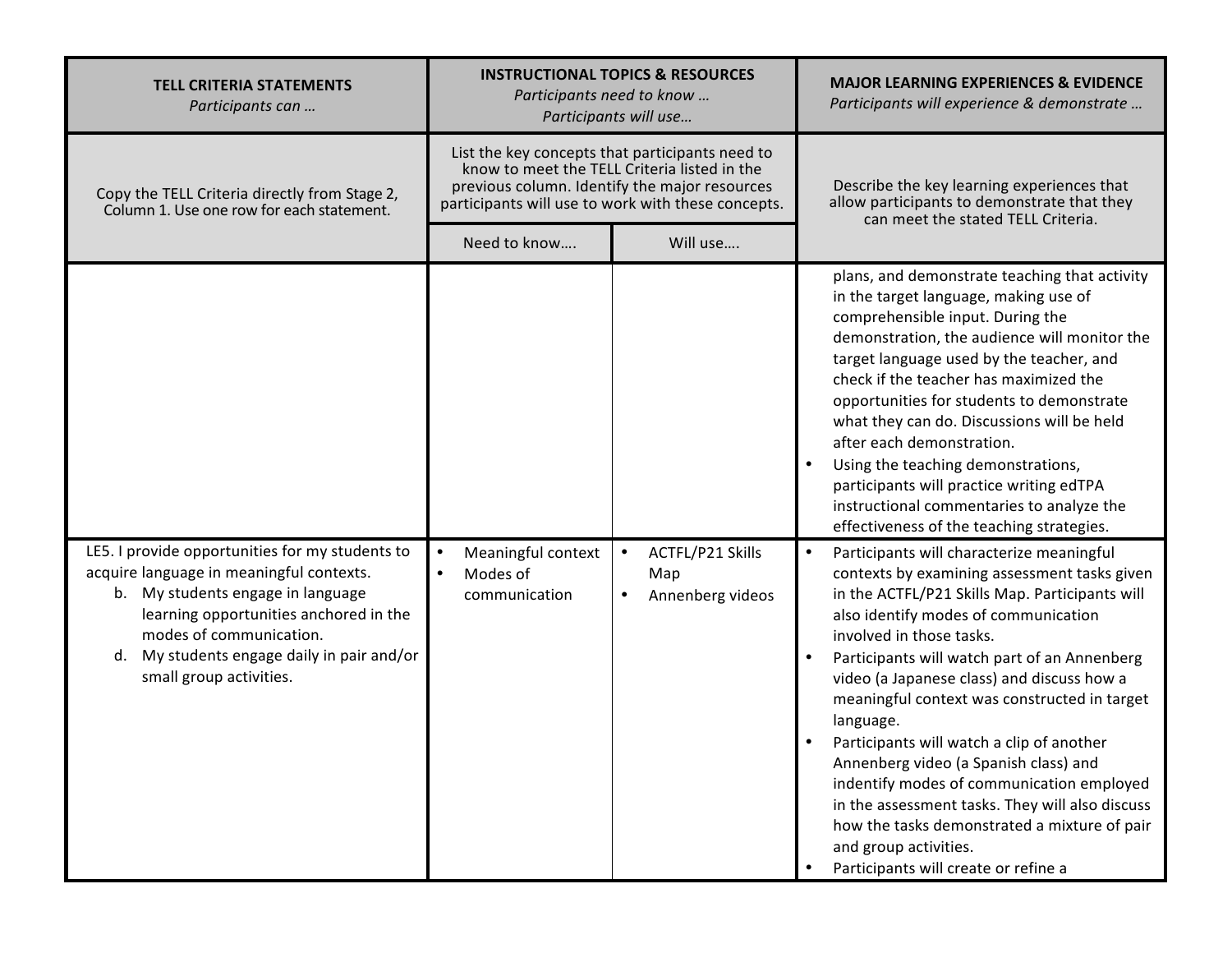| TELL CRITERIA STATEMENTS<br>*Participants can …* | INSTRUCTIONAL TOPICS & RESOURCES<br>*Participants need to know …*<br>*Participants will use…* | | MAJOR LEARNING EXPERIENCES & EVIDENCE<br>*Participants will experience & demonstrate …* |
|---|---|---|---|
| Copy the TELL Criteria directly from Stage 2, Column 1. Use one row for each statement. | List the key concepts that participants need to know to meet the TELL Criteria listed in the previous column. Identify the major resources participants will use to work with these concepts. | | Describe the key learning experiences that allow participants to demonstrate that they can meet the stated TELL Criteria. |
| | Need to know…. | Will use…. | |
| | | | plans, and demonstrate teaching that activity in the target language, making use of comprehensible input. During the demonstration, the audience will monitor the target language used by the teacher, and check if the teacher has maximized the opportunities for students to demonstrate what they can do. Discussions will be held after each demonstration.<br>• Using the teaching demonstrations, participants will practice writing edTPA instructional commentaries to analyze the effectiveness of the teaching strategies. |
| LE5. I provide opportunities for my students to acquire language in meaningful contexts.<br>b. My students engage in language learning opportunities anchored in the modes of communication.<br>d. My students engage daily in pair and/or small group activities. | • Meaningful context<br>• Modes of communication | • ACTFL/P21 Skills Map<br>• Annenberg videos | • Participants will characterize meaningful contexts by examining assessment tasks given in the ACTFL/P21 Skills Map. Participants will also identify modes of communication involved in those tasks.<br>• Participants will watch part of an Annenberg video (a Japanese class) and discuss how a meaningful context was constructed in target language.<br>• Participants will watch a clip of another Annenberg video (a Spanish class) and indentify modes of communication employed in the assessment tasks. They will also discuss how the tasks demonstrated a mixture of pair and group activities.<br>• Participants will create or refine a |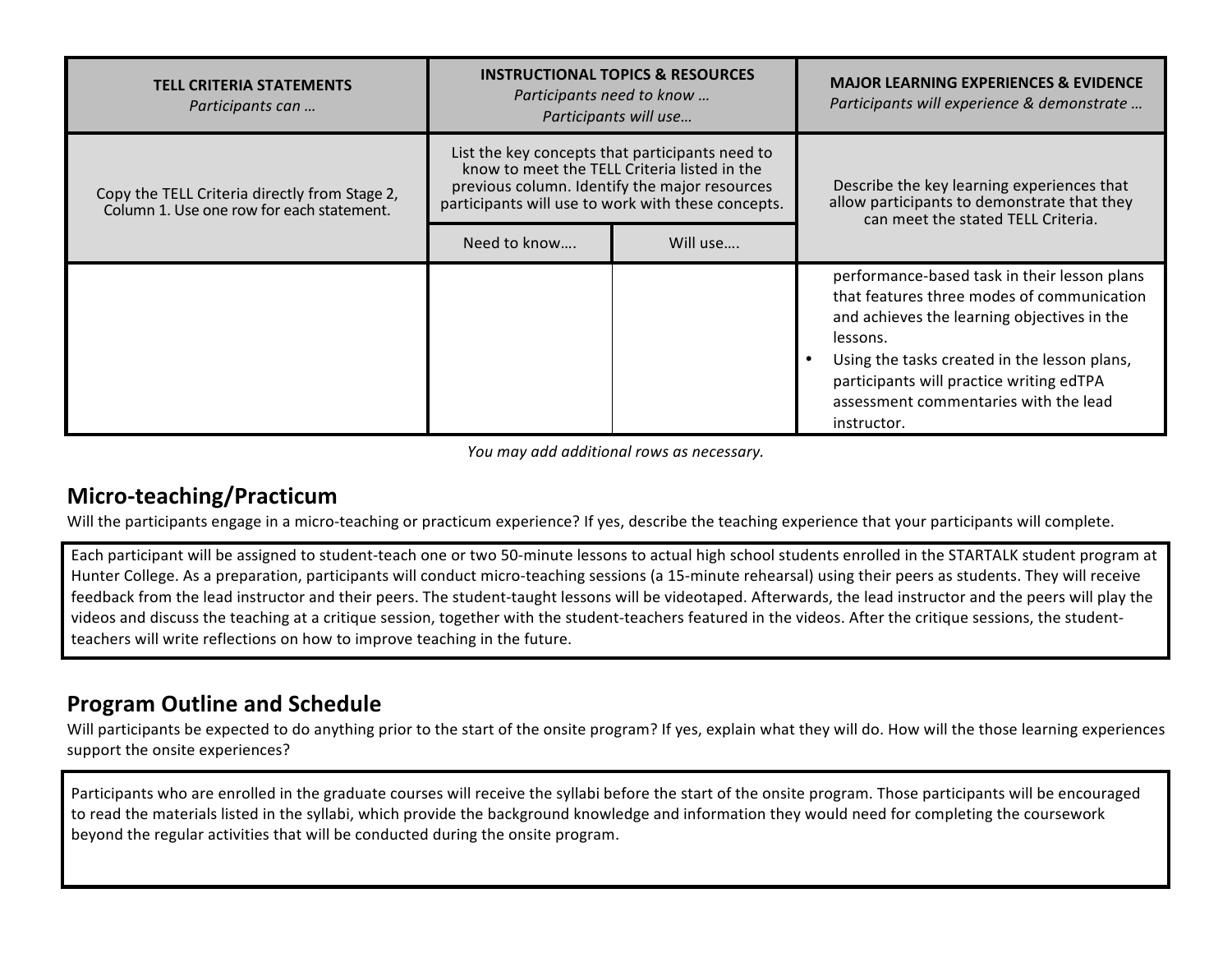| TELL CRITERIA STATEMENTS *Participants can …* | INSTRUCTIONAL TOPICS & RESOURCES *Participants need to know … Participants will use…* | | MAJOR LEARNING EXPERIENCES & EVIDENCE *Participants will experience & demonstrate …* |
|---|---|---|---|
| Copy the TELL Criteria directly from Stage 2, Column 1. Use one row for each statement. | List the key concepts that participants need to know to meet the TELL Criteria listed in the previous column. Identify the major resources participants will use to work with these concepts. | | Describe the key learning experiences that allow participants to demonstrate that they can meet the stated TELL Criteria. |
| | Need to know…. | Will use…. | |
| | | | performance-based task in their lesson plans that features three modes of communication and achieves the learning objectives in the lessons.<br>• Using the tasks created in the lesson plans, participants will practice writing edTPA assessment commentaries with the lead instructor. |

*You may add additional rows as necessary.*

## Micro-teaching/Practicum

Will the participants engage in a micro-teaching or practicum experience? If yes, describe the teaching experience that your participants will complete.

Each participant will be assigned to student-teach one or two 50-minute lessons to actual high school students enrolled in the STARTALK student program at Hunter College. As a preparation, participants will conduct micro-teaching sessions (a 15-minute rehearsal) using their peers as students. They will receive feedback from the lead instructor and their peers. The student-taught lessons will be videotaped. Afterwards, the lead instructor and the peers will play the videos and discuss the teaching at a critique session, together with the student-teachers featured in the videos. After the critique sessions, the student-teachers will write reflections on how to improve teaching in the future.

## Program Outline and Schedule

Will participants be expected to do anything prior to the start of the onsite program? If yes, explain what they will do. How will the those learning experiences support the onsite experiences?

Participants who are enrolled in the graduate courses will receive the syllabi before the start of the onsite program. Those participants will be encouraged to read the materials listed in the syllabi, which provide the background knowledge and information they would need for completing the coursework beyond the regular activities that will be conducted during the onsite program.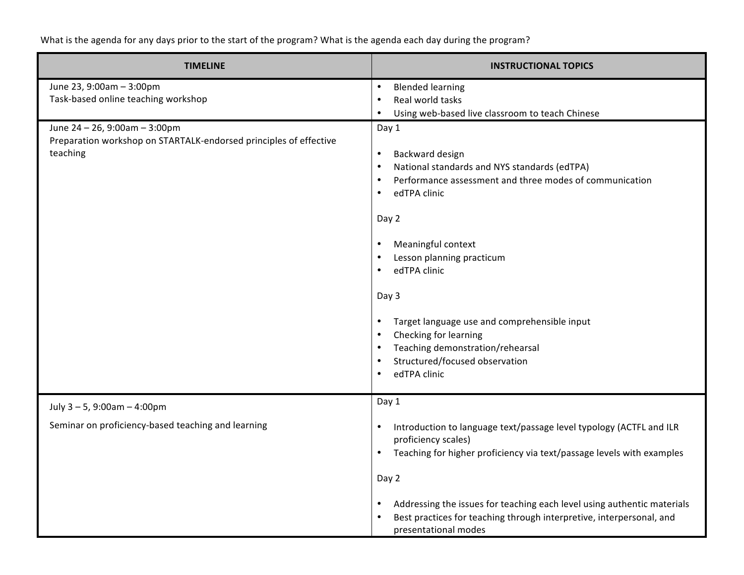What is the agenda for any days prior to the start of the program? What is the agenda each day during the program?

| TIMELINE | INSTRUCTIONAL TOPICS |
| --- | --- |
| June 23, 9:00am – 3:00pm<br>Task-based online teaching workshop | • Blended learning<br>• Real world tasks<br>• Using web-based live classroom to teach Chinese |
| June 24 – 26, 9:00am – 3:00pm<br>Preparation workshop on STARTALK-endorsed principles of effective teaching | Day 1<br><br>• Backward design<br>• National standards and NYS standards (edTPA)<br>• Performance assessment and three modes of communication<br>• edTPA clinic<br><br>Day 2<br><br>• Meaningful context<br>• Lesson planning practicum<br>• edTPA clinic<br><br>Day 3<br><br>• Target language use and comprehensible input<br>• Checking for learning<br>• Teaching demonstration/rehearsal<br>• Structured/focused observation<br>• edTPA clinic |
| July 3 – 5, 9:00am – 4:00pm<br><br>Seminar on proficiency-based teaching and learning | Day 1<br><br>• Introduction to language text/passage level typology (ACTFL and ILR proficiency scales)<br>• Teaching for higher proficiency via text/passage levels with examples<br><br>Day 2<br><br>• Addressing the issues for teaching each level using authentic materials<br>• Best practices for teaching through interpretive, interpersonal, and presentational modes |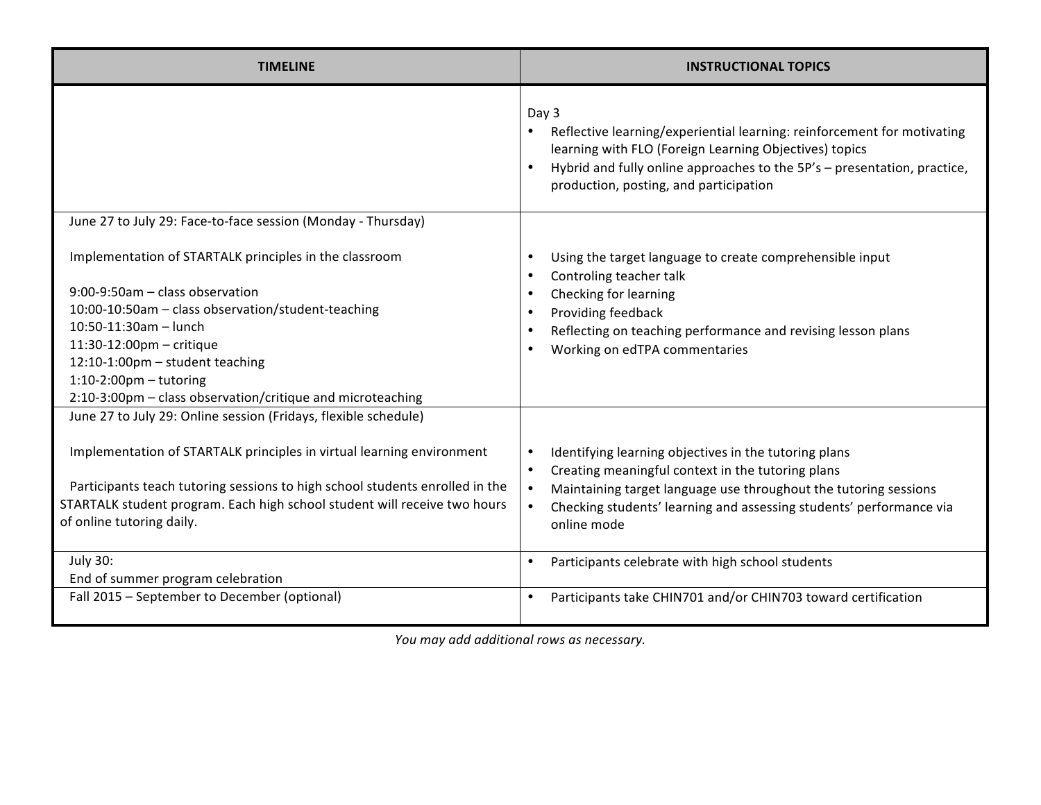| TIMELINE | INSTRUCTIONAL TOPICS |
|---|---|
| | Day 3<br>• Reflective learning/experiential learning: reinforcement for motivating learning with FLO (Foreign Learning Objectives) topics<br>• Hybrid and fully online approaches to the 5P's – presentation, practice, production, posting, and participation |
| June 27 to July 29: Face-to-face session (Monday - Thursday)<br><br>Implementation of STARTALK principles in the classroom<br><br>9:00-9:50am – class observation<br>10:00-10:50am – class observation/student-teaching<br>10:50-11:30am – lunch<br>11:30-12:00pm – critique<br>12:10-1:00pm – student teaching<br>1:10-2:00pm – tutoring<br>2:10-3:00pm – class observation/critique and microteaching | • Using the target language to create comprehensible input<br>• Controling teacher talk<br>• Checking for learning<br>• Providing feedback<br>• Reflecting on teaching performance and revising lesson plans<br>• Working on edTPA commentaries |
| June 27 to July 29: Online session (Fridays, flexible schedule)<br><br>Implementation of STARTALK principles in virtual learning environment<br><br>Participants teach tutoring sessions to high school students enrolled in the STARTALK student program. Each high school student will receive two hours of online tutoring daily. | • Identifying learning objectives in the tutoring plans<br>• Creating meaningful context in the tutoring plans<br>• Maintaining target language use throughout the tutoring sessions<br>• Checking students' learning and assessing students' performance via online mode |
| July 30:<br>End of summer program celebration | • Participants celebrate with high school students |
| Fall 2015 – September to December (optional) | • Participants take CHIN701 and/or CHIN703 toward certification |

*You may add additional rows as necessary.*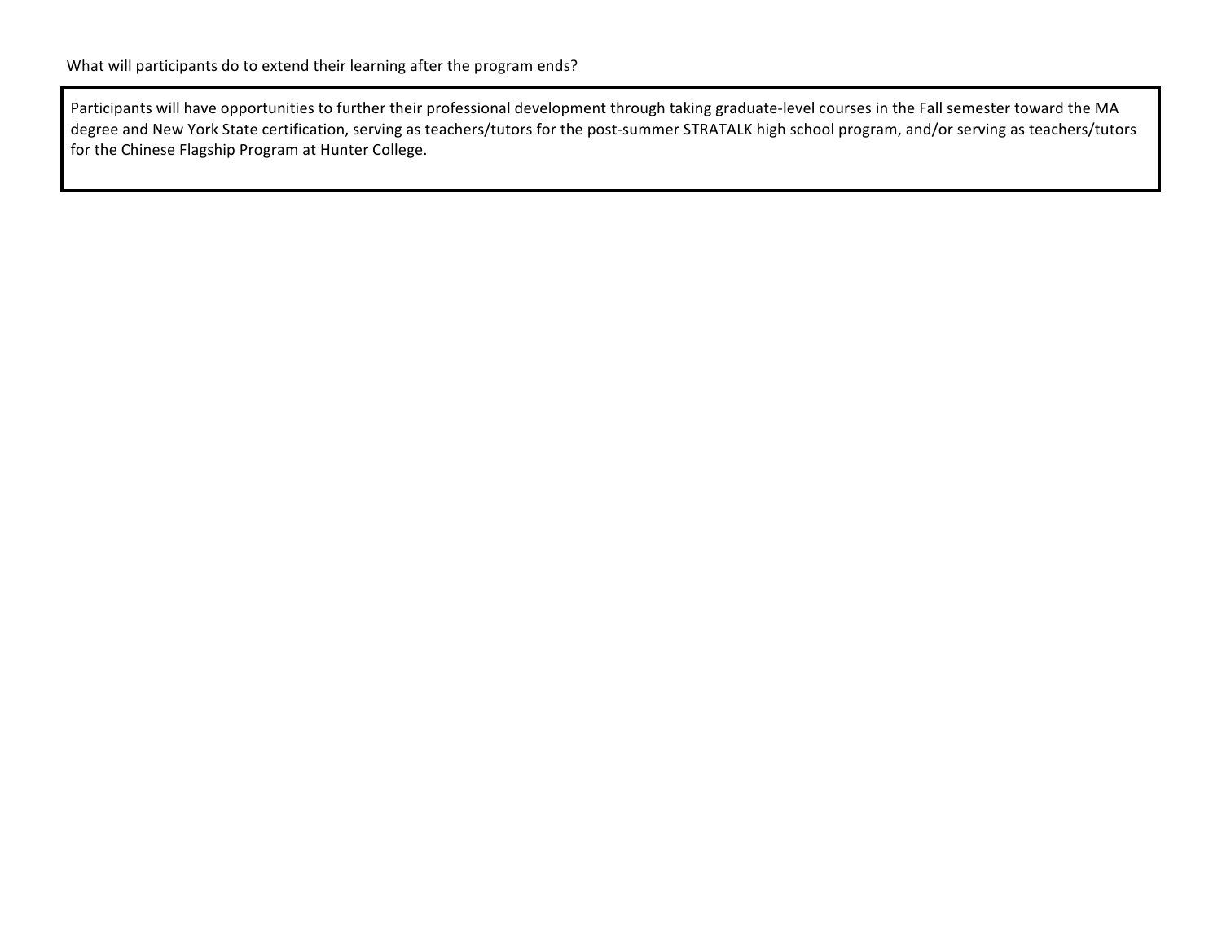What will participants do to extend their learning after the program ends?

| |
|---|
| Participants will have opportunities to further their professional development through taking graduate-level courses in the Fall semester toward the MA degree and New York State certification, serving as teachers/tutors for the post-summer STRATALK high school program, and/or serving as teachers/tutors for the Chinese Flagship Program at Hunter College. |